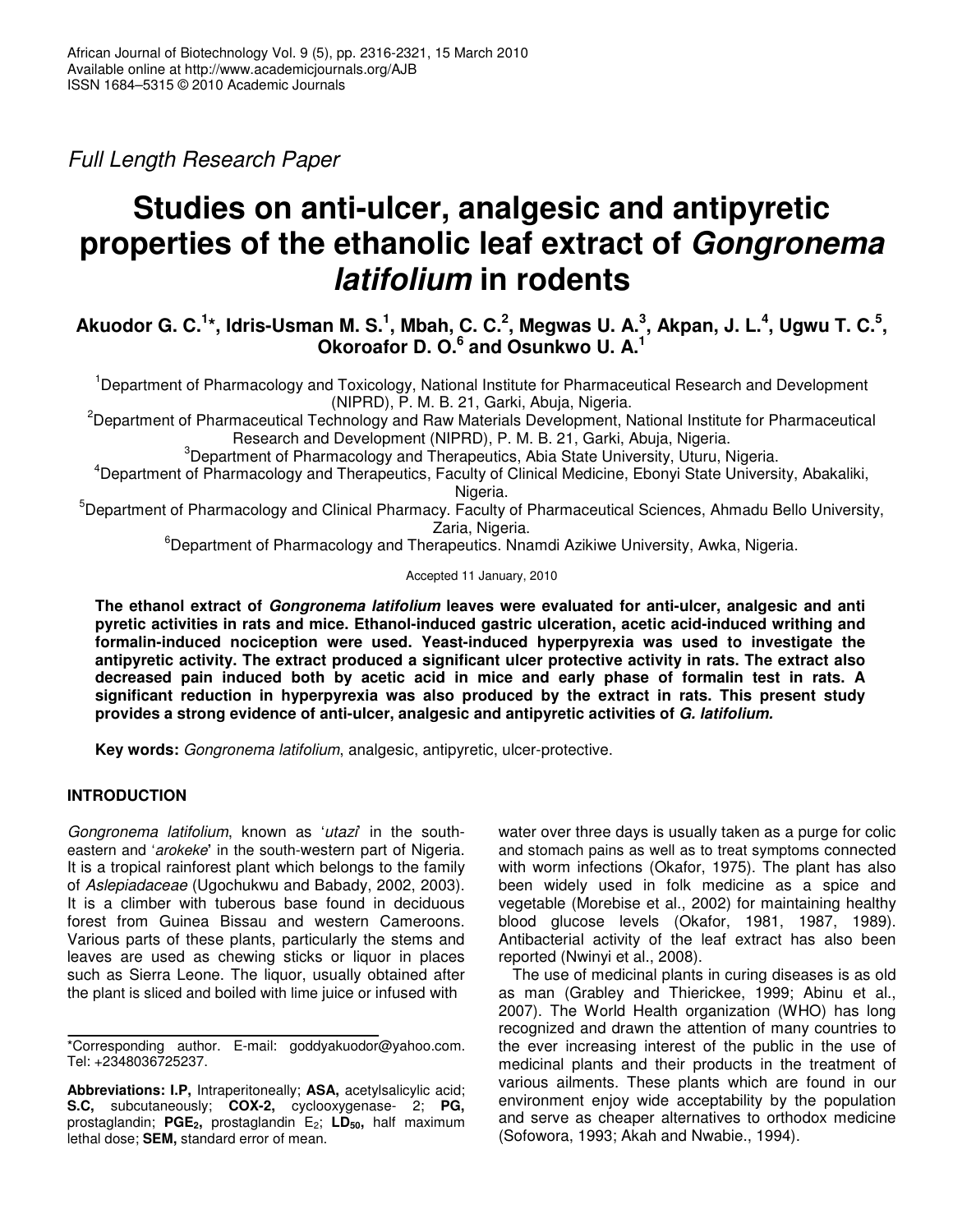Full Length Research Paper

# Studies on anti-ulcer, analgesic and antipyretic properties of the ethanolic leaf extract of *Gongronema latifolium* in rodents

**Akuodor G. C.[1]\*, Idris-Usman M. S.[1], Mbah, C. C.[2], Megwas U. A.[3], Akpan, J. L.[4], Ugwu T. C.[5], Okoroafor D. O.[6] and Osunkwo U. A.[1]**

[1]Department of Pharmacology and Toxicology, National Institute for Pharmaceutical Research and Development (NIPRD), P. M. B. 21, Garki, Abuja, Nigeria.

[2]Department of Pharmaceutical Technology and Raw Materials Development, National Institute for Pharmaceutical Research and Development (NIPRD), P. M. B. 21, Garki, Abuja, Nigeria.

[3]Department of Pharmacology and Therapeutics, Abia State University, Uturu, Nigeria.

[4]Department of Pharmacology and Therapeutics, Faculty of Clinical Medicine, Ebonyi State University, Abakaliki, Nigeria.

[5]Department of Pharmacology and Clinical Pharmacy. Faculty of Pharmaceutical Sciences, Ahmadu Bello University, Zaria, Nigeria.

[6]Department of Pharmacology and Therapeutics. Nnamdi Azikiwe University, Awka, Nigeria.

Accepted 11 January, 2010

**The ethanol extract of *Gongronema latifolium* leaves were evaluated for anti-ulcer, analgesic and anti pyretic activities in rats and mice. Ethanol-induced gastric ulceration, acetic acid-induced writhing and formalin-induced nociception were used. Yeast-induced hyperpyrexia was used to investigate the antipyretic activity. The extract produced a significant ulcer protective activity in rats. The extract also decreased pain induced both by acetic acid in mice and early phase of formalin test in rats. A significant reduction in hyperpyrexia was also produced by the extract in rats. This present study provides a strong evidence of anti-ulcer, analgesic and antipyretic activities of *G. latifolium.***

**Key words:** *Gongronema latifolium*, analgesic, antipyretic, ulcer-protective.

## INTRODUCTION

*Gongronema latifolium*, known as '*utazi*' in the south-eastern and '*arokeke*' in the south-western part of Nigeria. It is a tropical rainforest plant which belongs to the family of *Aslepiadaceae* (Ugochukwu and Babady, 2002, 2003). It is a climber with tuberous base found in deciduous forest from Guinea Bissau and western Cameroons. Various parts of these plants, particularly the stems and leaves are used as chewing sticks or liquor in places such as Sierra Leone. The liquor, usually obtained after the plant is sliced and boiled with lime juice or infused with water over three days is usually taken as a purge for colic and stomach pains as well as to treat symptoms connected with worm infections (Okafor, 1975). The plant has also been widely used in folk medicine as a spice and vegetable (Morebise et al., 2002) for maintaining healthy blood glucose levels (Okafor, 1981, 1987, 1989). Antibacterial activity of the leaf extract has also been reported (Nwinyi et al., 2008).

The use of medicinal plants in curing diseases is as old as man (Grabley and Thierickee, 1999; Abinu et al., 2007). The World Health organization (WHO) has long recognized and drawn the attention of many countries to the ever increasing interest of the public in the use of medicinal plants and their products in the treatment of various ailments. These plants which are found in our environment enjoy wide acceptability by the population and serve as cheaper alternatives to orthodox medicine (Sofowora, 1993; Akah and Nwabie., 1994).

\*Corresponding author. E-mail: goddyakuodor@yahoo.com. Tel: +2348036725237.

**Abbreviations: I.P,** Intraperitoneally; **ASA,** acetylsalicylic acid; **S.C,** subcutaneously; **COX-2,** cyclooxygenase- 2; **PG,** prostaglandin; **$PGE_2$,** prostaglandin $E_2$; **$LD_{50}$,** half maximum lethal dose; **SEM,** standard error of mean.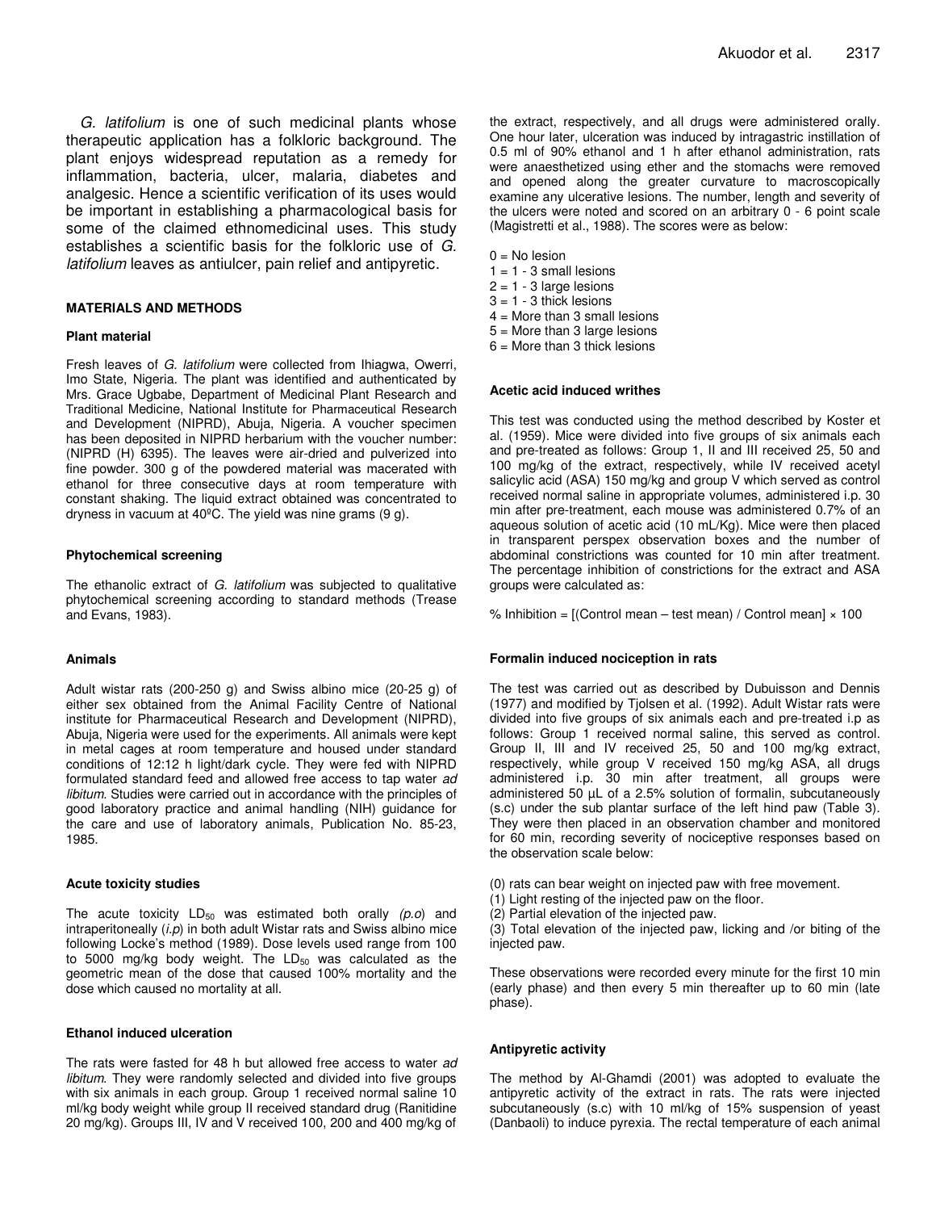*G. latifolium* is one of such medicinal plants whose therapeutic application has a folkloric background. The plant enjoys widespread reputation as a remedy for inflammation, bacteria, ulcer, malaria, diabetes and analgesic. Hence a scientific verification of its uses would be important in establishing a pharmacological basis for some of the claimed ethnomedicinal uses. This study establishes a scientific basis for the folkloric use of *G. latifolium* leaves as antiulcer, pain relief and antipyretic.

## MATERIALS AND METHODS

### Plant material

Fresh leaves of *G. latifolium* were collected from Ihiagwa, Owerri, Imo State, Nigeria. The plant was identified and authenticated by Mrs. Grace Ugbabe, Department of Medicinal Plant Research and Traditional Medicine, National Institute for Pharmaceutical Research and Development (NIPRD), Abuja, Nigeria. A voucher specimen has been deposited in NIPRD herbarium with the voucher number: (NIPRD (H) 6395). The leaves were air-dried and pulverized into fine powder. 300 g of the powdered material was macerated with ethanol for three consecutive days at room temperature with constant shaking. The liquid extract obtained was concentrated to dryness in vacuum at 40ºC. The yield was nine grams (9 g).

### Phytochemical screening

The ethanolic extract of *G. latifolium* was subjected to qualitative phytochemical screening according to standard methods (Trease and Evans, 1983).

### Animals

Adult wistar rats (200-250 g) and Swiss albino mice (20-25 g) of either sex obtained from the Animal Facility Centre of National institute for Pharmaceutical Research and Development (NIPRD), Abuja, Nigeria were used for the experiments. All animals were kept in metal cages at room temperature and housed under standard conditions of 12:12 h light/dark cycle. They were fed with NIPRD formulated standard feed and allowed free access to tap water *ad libitum.* Studies were carried out in accordance with the principles of good laboratory practice and animal handling (NIH) guidance for the care and use of laboratory animals, Publication No. 85-23, 1985.

### Acute toxicity studies

The acute toxicity $LD_{50}$ was estimated both orally *(p.o)* and intraperitoneally (*i.p*) in both adult Wistar rats and Swiss albino mice following Locke's method (1989). Dose levels used range from 100 to 5000 mg/kg body weight. The $LD_{50}$ was calculated as the geometric mean of the dose that caused 100% mortality and the dose which caused no mortality at all.

### Ethanol induced ulceration

The rats were fasted for 48 h but allowed free access to water *ad libitum.* They were randomly selected and divided into five groups with six animals in each group. Group 1 received normal saline 10 ml/kg body weight while group II received standard drug (Ranitidine 20 mg/kg). Groups III, IV and V received 100, 200 and 400 mg/kg of the extract, respectively, and all drugs were administered orally. One hour later, ulceration was induced by intragastric instillation of 0.5 ml of 90% ethanol and 1 h after ethanol administration, rats were anaesthetized using ether and the stomachs were removed and opened along the greater curvature to macroscopically examine any ulcerative lesions. The number, length and severity of the ulcers were noted and scored on an arbitrary 0 - 6 point scale (Magistretti et al., 1988). The scores were as below:

0 = No lesion
1 = 1 - 3 small lesions
2 = 1 - 3 large lesions
3 = 1 - 3 thick lesions
4 = More than 3 small lesions
5 = More than 3 large lesions
6 = More than 3 thick lesions

### Acetic acid induced writhes

This test was conducted using the method described by Koster et al. (1959). Mice were divided into five groups of six animals each and pre-treated as follows: Group 1, II and III received 25, 50 and 100 mg/kg of the extract, respectively, while IV received acetyl salicylic acid (ASA) 150 mg/kg and group V which served as control received normal saline in appropriate volumes, administered i.p. 30 min after pre-treatment, each mouse was administered 0.7% of an aqueous solution of acetic acid (10 mL/Kg). Mice were then placed in transparent perspex observation boxes and the number of abdominal constrictions was counted for 10 min after treatment. The percentage inhibition of constrictions for the extract and ASA groups were calculated as:

% Inhibition = [(Control mean – test mean) / Control mean] × 100

### Formalin induced nociception in rats

The test was carried out as described by Dubuisson and Dennis (1977) and modified by Tjolsen et al. (1992). Adult Wistar rats were divided into five groups of six animals each and pre-treated i.p as follows: Group 1 received normal saline, this served as control. Group II, III and IV received 25, 50 and 100 mg/kg extract, respectively, while group V received 150 mg/kg ASA, all drugs administered i.p. 30 min after treatment, all groups were administered 50 µL of a 2.5% solution of formalin, subcutaneously (s.c) under the sub plantar surface of the left hind paw (Table 3). They were then placed in an observation chamber and monitored for 60 min, recording severity of nociceptive responses based on the observation scale below:

(0) rats can bear weight on injected paw with free movement.
(1) Light resting of the injected paw on the floor.
(2) Partial elevation of the injected paw.
(3) Total elevation of the injected paw, licking and /or biting of the injected paw.

These observations were recorded every minute for the first 10 min (early phase) and then every 5 min thereafter up to 60 min (late phase).

### Antipyretic activity

The method by Al-Ghamdi (2001) was adopted to evaluate the antipyretic activity of the extract in rats. The rats were injected subcutaneously (s.c) with 10 ml/kg of 15% suspension of yeast (Danbaoli) to induce pyrexia. The rectal temperature of each animal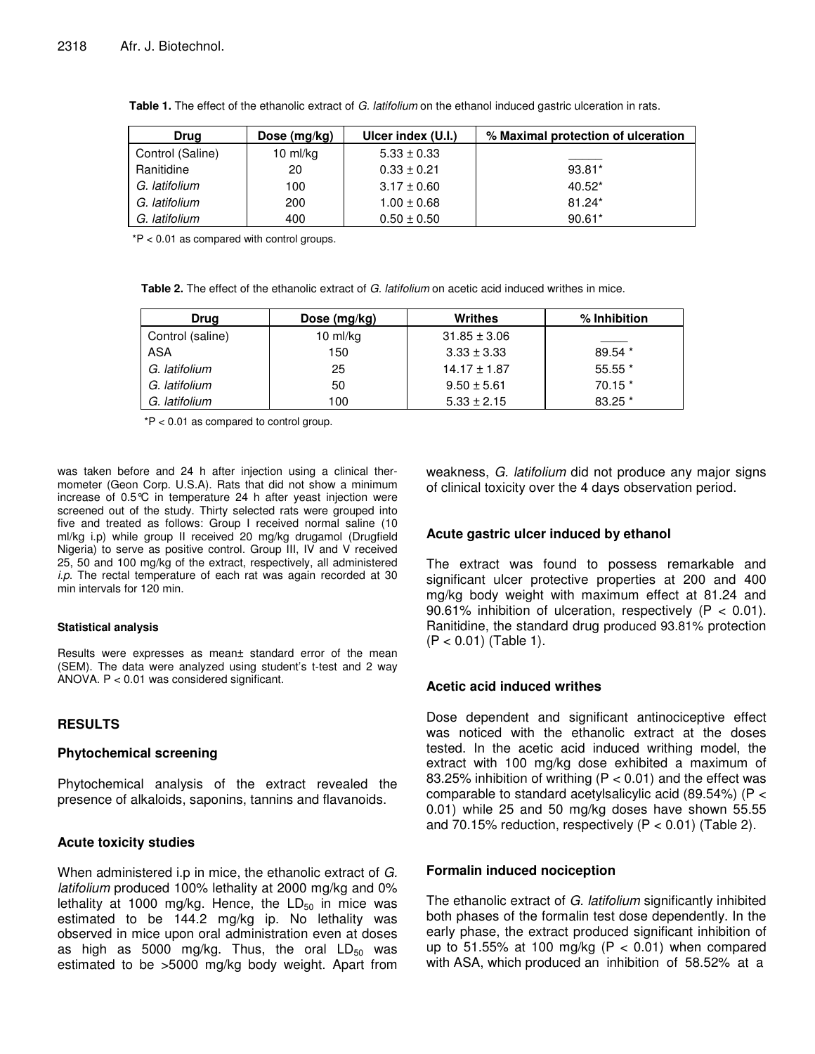**Table 1.** The effect of the ethanolic extract of *G. latifolium* on the ethanol induced gastric ulceration in rats.

| Drug | Dose (mg/kg) | Ulcer index (U.I.) | % Maximal protection of ulceration |
|---|---|---|---|
| Control (Saline) | 10 ml/kg | 5.33 ± 0.33 | _____ |
| Ranitidine | 20 | 0.33 ± 0.21 | 93.81* |
| *G. latifolium* | 100 | 3.17 ± 0.60 | 40.52* |
| *G. latifolium* | 200 | 1.00 ± 0.68 | 81.24* |
| *G. latifolium* | 400 | 0.50 ± 0.50 | 90.61* |

*P < 0.01 as compared with control groups.

**Table 2.** The effect of the ethanolic extract of *G. latifolium* on acetic acid induced writhes in mice.

| Drug | Dose (mg/kg) | Writhes | % Inhibition |
|---|---|---|---|
| Control (saline) | 10 ml/kg | 31.85 ± 3.06 | ____ |
| ASA | 150 | 3.33 ± 3.33 | 89.54 * |
| *G. latifolium* | 25 | 14.17 ± 1.87 | 55.55 * |
| *G. latifolium* | 50 | 9.50 ± 5.61 | 70.15 * |
| *G. latifolium* | 100 | 5.33 ± 2.15 | 83.25 * |

*P < 0.01 as compared to control group.

was taken before and 24 h after injection using a clinical thermometer (Geon Corp. U.S.A). Rats that did not show a minimum increase of 0.5°C in temperature 24 h after yeast injection were screened out of the study. Thirty selected rats were grouped into five and treated as follows: Group I received normal saline (10 ml/kg i.p) while group II received 20 mg/kg drugamol (Drugfield Nigeria) to serve as positive control. Group III, IV and V received 25, 50 and 100 mg/kg of the extract, respectively, all administered *i.p.* The rectal temperature of each rat was again recorded at 30 min intervals for 120 min.

#### Statistical analysis

Results were expresses as mean± standard error of the mean (SEM). The data were analyzed using student's t-test and 2 way ANOVA. P < 0.01 was considered significant.

## RESULTS

### Phytochemical screening

Phytochemical analysis of the extract revealed the presence of alkaloids, saponins, tannins and flavanoids.

### Acute toxicity studies

When administered i.p in mice, the ethanolic extract of *G. latifolium* produced 100% lethality at 2000 mg/kg and 0% lethality at 1000 mg/kg. Hence, the $LD_{50}$ in mice was estimated to be 144.2 mg/kg ip. No lethality was observed in mice upon oral administration even at doses as high as 5000 mg/kg. Thus, the oral $LD_{50}$ was estimated to be >5000 mg/kg body weight. Apart from weakness, *G. latifolium* did not produce any major signs of clinical toxicity over the 4 days observation period.

### Acute gastric ulcer induced by ethanol

The extract was found to possess remarkable and significant ulcer protective properties at 200 and 400 mg/kg body weight with maximum effect at 81.24 and 90.61% inhibition of ulceration, respectively (P < 0.01). Ranitidine, the standard drug produced 93.81% protection (P < 0.01) (Table 1).

### Acetic acid induced writhes

Dose dependent and significant antinociceptive effect was noticed with the ethanolic extract at the doses tested. In the acetic acid induced writhing model, the extract with 100 mg/kg dose exhibited a maximum of 83.25% inhibition of writhing (P < 0.01) and the effect was comparable to standard acetylsalicylic acid (89.54%) (P < 0.01) while 25 and 50 mg/kg doses have shown 55.55 and 70.15% reduction, respectively (P < 0.01) (Table 2).

### Formalin induced nociception

The ethanolic extract of *G. latifolium* significantly inhibited both phases of the formalin test dose dependently. In the early phase, the extract produced significant inhibition of up to 51.55% at 100 mg/kg (P < 0.01) when compared with ASA, which produced an inhibition of 58.52% at a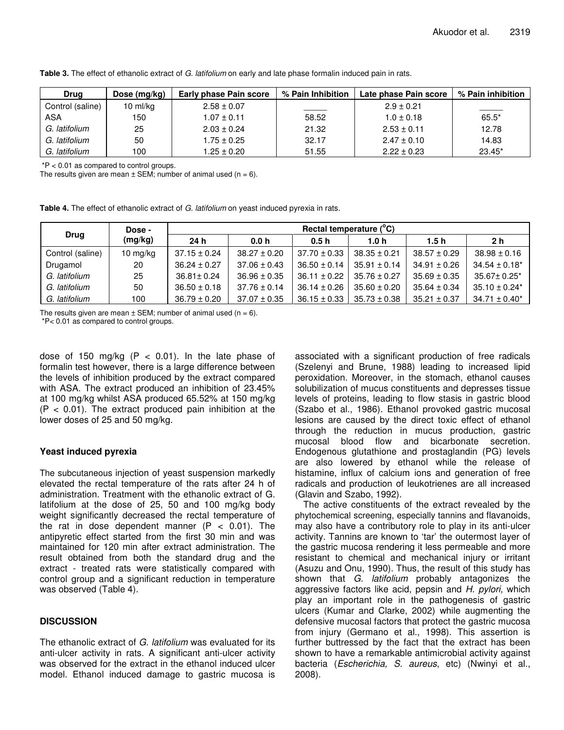**Table 3.** The effect of ethanolic extract of *G. latifolium* on early and late phase formalin induced pain in rats.

| Drug | Dose (mg/kg) | Early phase Pain score | % Pain Inhibition | Late phase Pain score | % Pain inhibition |
|---|---|---|---|---|---|
| Control (saline) | 10 ml/kg | 2.58 ± 0.07 | _____ | 2.9 ± 0.21 | _____ |
| ASA | 150 | 1.07 ± 0.11 | 58.52 | 1.0 ± 0.18 | 65.5* |
| *G. latifolium* | 25 | 2.03 ± 0.24 | 21.32 | 2.53 ± 0.11 | 12.78 |
| *G. latifolium* | 50 | 1.75 ± 0.25 | 32.17 | 2.47 ± 0.10 | 14.83 |
| *G. latifolium* | 100 | 1.25 ± 0.20 | 51.55 | 2.22 ± 0.23 | 23.45* |

*P < 0.01 as compared to control groups.
The results given are mean ± SEM; number of animal used (n = 6).

**Table 4.** The effect of ethanolic extract of *G. latifolium* on yeast induced pyrexia in rats.

| Drug | Dose - (mg/kg) | Rectal temperature (°C) | | | | | |
|---|---|---|---|---|---|---|---|
| | | 24 h | 0.0 h | 0.5 h | 1.0 h | 1.5 h | 2 h |
| Control (saline) | 10 mg/kg | 37.15 ± 0.24 | 38.27 ± 0.20 | 37.70 ± 0.33 | 38.35 ± 0.21 | 38.57 ± 0.29 | 38.98 ± 0.16 |
| Drugamol | 20 | 36.24 ± 0.27 | 37.06 ± 0.43 | 36.50 ± 0.14 | 35.91 ± 0.14 | 34.91 ± 0.26 | 34.54 ± 0.18* |
| *G. latifolium* | 25 | 36.81± 0.24 | 36.96 ± 0.35 | 36.11 ± 0.22 | 35.76 ± 0.27 | 35.69 ± 0.35 | 35.67± 0.25* |
| *G. latifolium* | 50 | 36.50 ± 0.18 | 37.76 ± 0.14 | 36.14 ± 0.26 | 35.60 ± 0.20 | 35.64 ± 0.34 | 35.10 ± 0.24* |
| *G. latifolium* | 100 | 36.79 ± 0.20 | 37.07 ± 0.35 | 36.15 ± 0.33 | 35.73 ± 0.38 | 35.21 ± 0.37 | 34.71 ± 0.40* |

The results given are mean ± SEM; number of animal used (n = 6).
*P< 0.01 as compared to control groups.

dose of 150 mg/kg (P < 0.01). In the late phase of formalin test however, there is a large difference between the levels of inhibition produced by the extract compared with ASA. The extract produced an inhibition of 23.45% at 100 mg/kg whilst ASA produced 65.52% at 150 mg/kg (P < 0.01). The extract produced pain inhibition at the lower doses of 25 and 50 mg/kg.

### Yeast induced pyrexia

The subcutaneous injection of yeast suspension markedly elevated the rectal temperature of the rats after 24 h of administration. Treatment with the ethanolic extract of G. latifolium at the dose of 25, 50 and 100 mg/kg body weight significantly decreased the rectal temperature of the rat in dose dependent manner (P < 0.01). The antipyretic effect started from the first 30 min and was maintained for 120 min after extract administration. The result obtained from both the standard drug and the extract - treated rats were statistically compared with control group and a significant reduction in temperature was observed (Table 4).

## DISCUSSION

The ethanolic extract of *G. latifolium* was evaluated for its anti-ulcer activity in rats. A significant anti-ulcer activity was observed for the extract in the ethanol induced ulcer model. Ethanol induced damage to gastric mucosa is associated with a significant production of free radicals (Szelenyi and Brune, 1988) leading to increased lipid peroxidation. Moreover, in the stomach, ethanol causes solubilization of mucus constituents and depresses tissue levels of proteins, leading to flow stasis in gastric blood (Szabo et al., 1986). Ethanol provoked gastric mucosal lesions are caused by the direct toxic effect of ethanol through the reduction in mucus production, gastric mucosal blood flow and bicarbonate secretion. Endogenous glutathione and prostaglandin (PG) levels are also lowered by ethanol while the release of histamine, influx of calcium ions and generation of free radicals and production of leukotrienes are all increased (Glavin and Szabo, 1992).

The active constituents of the extract revealed by the phytochemical screening, especially tannins and flavanoids, may also have a contributory role to play in its anti-ulcer activity. Tannins are known to 'tar' the outermost layer of the gastric mucosa rendering it less permeable and more resistant to chemical and mechanical injury or irritant (Asuzu and Onu, 1990). Thus, the result of this study has shown that *G. latifolium* probably antagonizes the aggressive factors like acid, pepsin and *H. pylori,* which play an important role in the pathogenesis of gastric ulcers (Kumar and Clarke, 2002) while augmenting the defensive mucosal factors that protect the gastric mucosa from injury (Germano et al., 1998). This assertion is further buttressed by the fact that the extract has been shown to have a remarkable antimicrobial activity against bacteria (*Escherichia, S. aureus*, etc) (Nwinyi et al., 2008).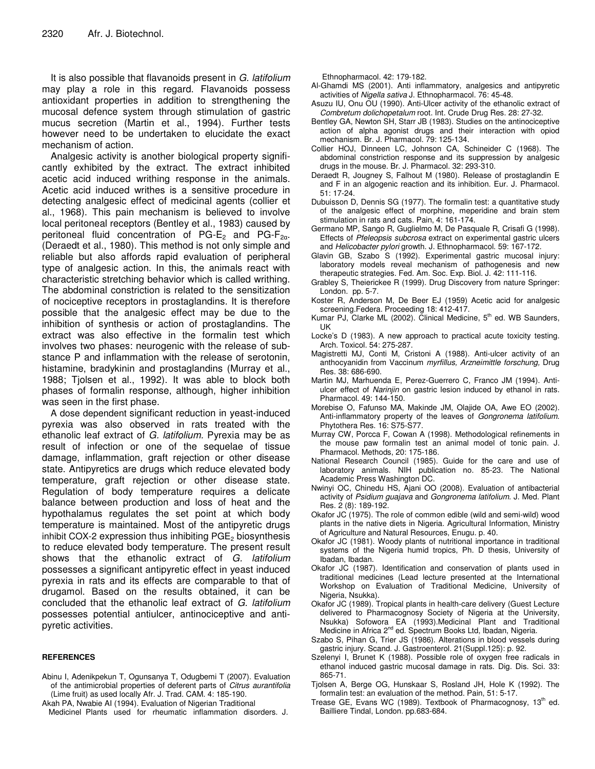It is also possible that flavanoids present in *G. latifolium* may play a role in this regard. Flavanoids possess antioxidant properties in addition to strengthening the mucosal defence system through stimulation of gastric mucus secretion (Martin et al., 1994). Further tests however need to be undertaken to elucidate the exact mechanism of action.

Analgesic activity is another biological property significantly exhibited by the extract. The extract inhibited acetic acid induced writhing response in the animals. Acetic acid induced writhes is a sensitive procedure in detecting analgesic effect of medicinal agents (collier et al., 1968). This pain mechanism is believed to involve local peritoneal receptors (Bentley et al., 1983) caused by peritoneal fluid concentration of $PG\text{-}E_2$ and $PG\text{-}F_{2\alpha}$. (Deraedt et al., 1980). This method is not only simple and reliable but also affords rapid evaluation of peripheral type of analgesic action. In this, the animals react with characteristic stretching behavior which is called writhing. The abdominal constriction is related to the sensitization of nociceptive receptors in prostaglandins. It is therefore possible that the analgesic effect may be due to the inhibition of synthesis or action of prostaglandins. The extract was also effective in the formalin test which involves two phases: neurogenic with the release of substance P and inflammation with the release of serotonin, histamine, bradykinin and prostaglandins (Murray et al., 1988; Tjolsen et al., 1992). It was able to block both phases of formalin response, although, higher inhibition was seen in the first phase.

A dose dependent significant reduction in yeast-induced pyrexia was also observed in rats treated with the ethanolic leaf extract of *G. latifolium*. Pyrexia may be as result of infection or one of the sequelae of tissue damage, inflammation, graft rejection or other disease state. Antipyretics are drugs which reduce elevated body temperature, graft rejection or other disease state. Regulation of body temperature requires a delicate balance between production and loss of heat and the hypothalamus regulates the set point at which body temperature is maintained. Most of the antipyretic drugs inhibit COX-2 expression thus inhibiting $PGE_2$ biosynthesis to reduce elevated body temperature. The present result shows that the ethanolic extract of *G. latifolium* possesses a significant antipyretic effect in yeast induced pyrexia in rats and its effects are comparable to that of drugamol. Based on the results obtained, it can be concluded that the ethanolic leaf extract of *G. latifolium* possesses potential antiulcer, antinociceptive and antipyretic activities.

## REFERENCES

Abinu I, Adenikpekun T, Ogunsanya T, Odugbemi T (2007). Evaluation of the antimicrobial properties of deferent parts of *Citrus aurantifolia* (Lime fruit) as used locally Afr. J. Trad. CAM. 4: 185-190.

Akah PA, Nwabie AI (1994). Evaluation of Nigerian Traditional Medicinel Plants used for rheumatic inflammation disorders. J. Ethnopharmacol. 42: 179-182.

Al-Ghamdi MS (2001). Anti inflammatory, analgesics and antipyretic activities of *Nigella sativa* J. Ethnopharmacol. 76: 45-48.

Asuzu IU, Onu OU (1990). Anti-Ulcer activity of the ethanolic extract of *Combretum dolichopetalum* root. Int. Crude Drug Res. 28: 27-32.

Bentley GA, Newton SH, Starr JB (1983). Studies on the antinociceptive action of alpha agonist drugs and their interaction with opiod mechanism. Br. J. Pharmacol. 79: 125-134.

Collier HOJ, Dinneen LC, Johnson CA, Schineider C (1968). The abdominal constriction response and its suppression by analgesic drugs in the mouse. Br. J. Pharmacol. 32: 293-310.

Deraedt R, Jougney S, Falhout M (1980). Release of prostaglandin E and F in an algogenic reaction and its inhibition. Eur. J. Pharmacol. 51: 17-24.

Dubuisson D, Dennis SG (1977). The formalin test: a quantitative study of the analgesic effect of morphine, meperidine and brain stem stimulation in rats and cats. Pain, 4: 161-174.

Germano MP, Sango R, Guglielmo M, De Pasquale R, Crisafi G (1998). Effects of *Pfeleopsis subcrosa* extract on experimental gastric ulcers and *Helicobacter pylori* growth. J. Ethnopharmacol. 59: 167-172.

Glavin GB, Szabo S (1992). Experimental gastric mucosal injury: laboratory models reveal mechanism of pathogenesis and new therapeutic strategies. Fed. Am. Soc. Exp. Biol. J. 42: 111-116.

Grabley S, Theierickee R (1999). Drug Discovery from nature Springer: London. pp. 5-7.

Koster R, Anderson M, De Beer EJ (1959) Acetic acid for analgesic screening.Federa. Proceeding 18: 412-417.

Kumar PJ, Clarke ML (2002). Clinical Medicine, 5[th] ed. WB Saunders, UK

Locke's D (1983). A new approach to practical acute toxicity testing. Arch. Toxicol. 54: 275-287.

Magistretti MJ, Conti M, Cristoni A (1988). Anti-ulcer activity of an anthocyanidin from Vaccinum *myrfillus, Arzneimittle forschung,* Drug Res. 38: 686-690.

Martin MJ, Marhuenda E, Perez-Guerrero C, Franco JM (1994). Anti-ulcer effect of *Narinjin* on gastric lesion induced by ethanol in rats. Pharmacol. 49: 144-150.

Morebise O, Fafunso MA, Makinde JM, Olajide OA, Awe EO (2002). Anti-inflammatory property of the leaves of *Gongronema latifolium*. Phytothera Res. 16: S75-S77.

Murray CW, Porcca F, Cowan A (1998). Methodological refinements in the mouse paw formalin test an animal model of tonic pain. J. Pharmacol. Methods, 20: 175-186.

National Research Council (1985). Guide for the care and use of laboratory animals. NIH publication no. 85-23. The National Academic Press Washington DC.

Nwinyi OC, Chinedu HS, Ajani OO (2008). Evaluation of antibacterial activity of *Psidium guajava* and *Gongronema latifolium*. J. Med. Plant Res. 2 (8): 189-192.

Okafor JC (1975). The role of common edible (wild and semi-wild) wood plants in the native diets in Nigeria. Agricultural Information, Ministry of Agriculture and Natural Resources, Enugu. p. 40.

Okafor JC (1981). Woody plants of nutritional importance in traditional systems of the Nigeria humid tropics, Ph. D thesis, University of Ibadan, Ibadan.

Okafor JC (1987). Identification and conservation of plants used in traditional medicines (Lead lecture presented at the International Workshop on Evaluation of Traditional Medicine, University of Nigeria, Nsukka).

Okafor JC (1989). Tropical plants in health-care delivery (Guest Lecture delivered to Pharmacognosy Society of Nigeria at the University, Nsukka) Sofowora EA (1993).Medicinal Plant and Traditional Medicine in Africa 2[nd] ed. Spectrum Books Ltd, Ibadan, Nigeria.

Szabo S, Pihan G, Trier JS (1986). Alterations in blood vessels during gastric injury. Scand. J. Gastroenterol. 21(Suppl.125): p. 92.

Szelenyi I, Brunet K (1988). Possible role of oxygen free radicals in ethanol induced gastric mucosal damage in rats. Dig. Dis. Sci. 33: 865-71.

Tjolsen A, Berge OG, Hunskaar S, Rosland JH, Hole K (1992). The formalin test: an evaluation of the method. Pain, 51: 5-17.

Trease GE, Evans WC (1989). Textbook of Pharmacognosy, 13[th] ed. Bailliere Tindal, London. pp.683-684.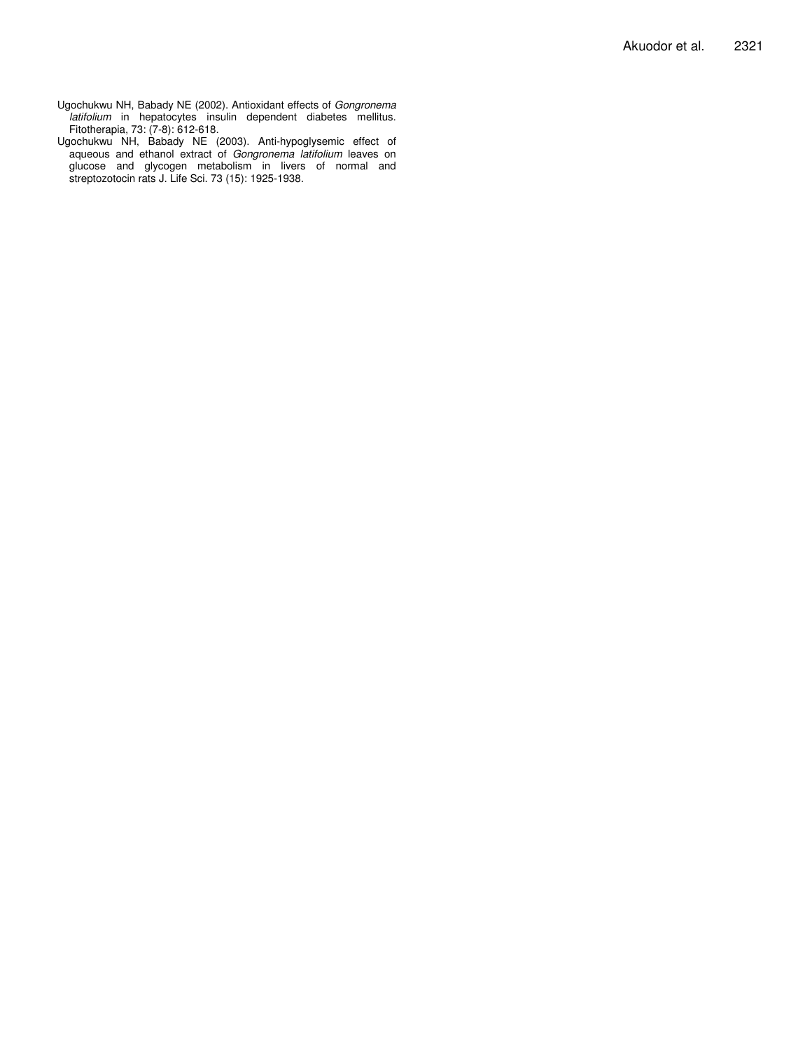Ugochukwu NH, Babady NE (2002). Antioxidant effects of *Gongronema latifolium* in hepatocytes insulin dependent diabetes mellitus. Fitotherapia, 73: (7-8): 612-618.

Ugochukwu NH, Babady NE (2003). Anti-hypoglysemic effect of aqueous and ethanol extract of *Gongronema latifolium* leaves on glucose and glycogen metabolism in livers of normal and streptozotocin rats J. Life Sci. 73 (15): 1925-1938.